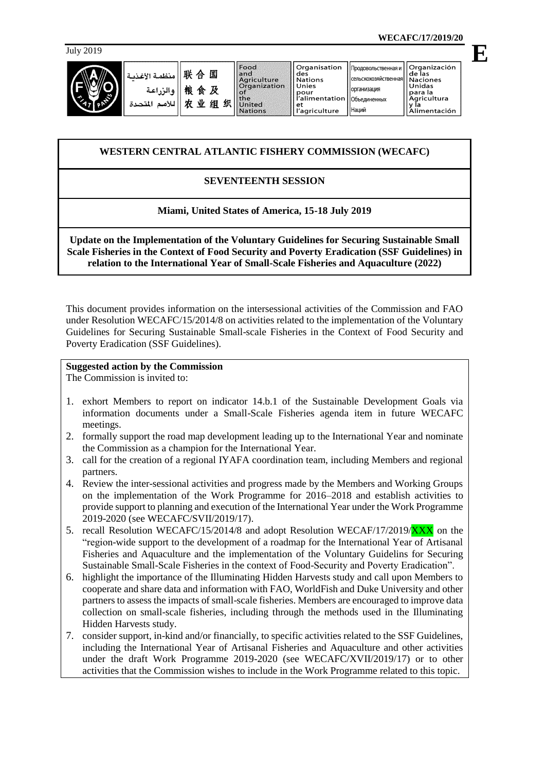**WECAFC/17/2019/20**

July 2019

**E**

| منظمة الأغذية والزراعة للأمم المتحدة | 联合国粮食及农业组织 | Food and Agriculture Organization of the United Nations | Organisation des Nations Unies pour l'alimentation et l'agriculture | Продовольственная и сельскохозяйственная организация Объединенных Наций | Organización de las Naciones Unidas para la Agricultura y la Alimentación |
|---|---|---|---|---|---|

**WESTERN CENTRAL ATLANTIC FISHERY COMMISSION (WECAFC)**

**SEVENTEENTH SESSION**

**Miami, United States of America, 15-18 July 2019**

**Update on the Implementation of the Voluntary Guidelines for Securing Sustainable Small Scale Fisheries in the Context of Food Security and Poverty Eradication (SSF Guidelines) in relation to the International Year of Small-Scale Fisheries and Aquaculture (2022)**

This document provides information on the intersessional activities of the Commission and FAO under Resolution WECAFC/15/2014/8 on activities related to the implementation of the Voluntary Guidelines for Securing Sustainable Small-scale Fisheries in the Context of Food Security and Poverty Eradication (SSF Guidelines).

**Suggested action by the Commission**

The Commission is invited to:

1. exhort Members to report on indicator 14.b.1 of the Sustainable Development Goals via information documents under a Small-Scale Fisheries agenda item in future WECAFC meetings.
2. formally support the road map development leading up to the International Year and nominate the Commission as a champion for the International Year.
3. call for the creation of a regional IYAFA coordination team, including Members and regional partners.
4. Review the inter-sessional activities and progress made by the Members and Working Groups on the implementation of the Work Programme for 2016–2018 and establish activities to provide support to planning and execution of the International Year under the Work Programme 2019-2020 (see WECAFC/SVII/2019/17).
5. recall Resolution WECAFC/15/2014/8 and adopt Resolution WECAF/17/2019/XXX on the "region-wide support to the development of a roadmap for the International Year of Artisanal Fisheries and Aquaculture and the implementation of the Voluntary Guidelins for Securing Sustainable Small-Scale Fisheries in the context of Food-Security and Poverty Eradication".
6. highlight the importance of the Illuminating Hidden Harvests study and call upon Members to cooperate and share data and information with FAO, WorldFish and Duke University and other partners to assess the impacts of small-scale fisheries. Members are encouraged to improve data collection on small-scale fisheries, including through the methods used in the Illuminating Hidden Harvests study.
7. consider support, in-kind and/or financially, to specific activities related to the SSF Guidelines, including the International Year of Artisanal Fisheries and Aquaculture and other activities under the draft Work Programme 2019-2020 (see WECAFC/XVII/2019/17) or to other activities that the Commission wishes to include in the Work Programme related to this topic.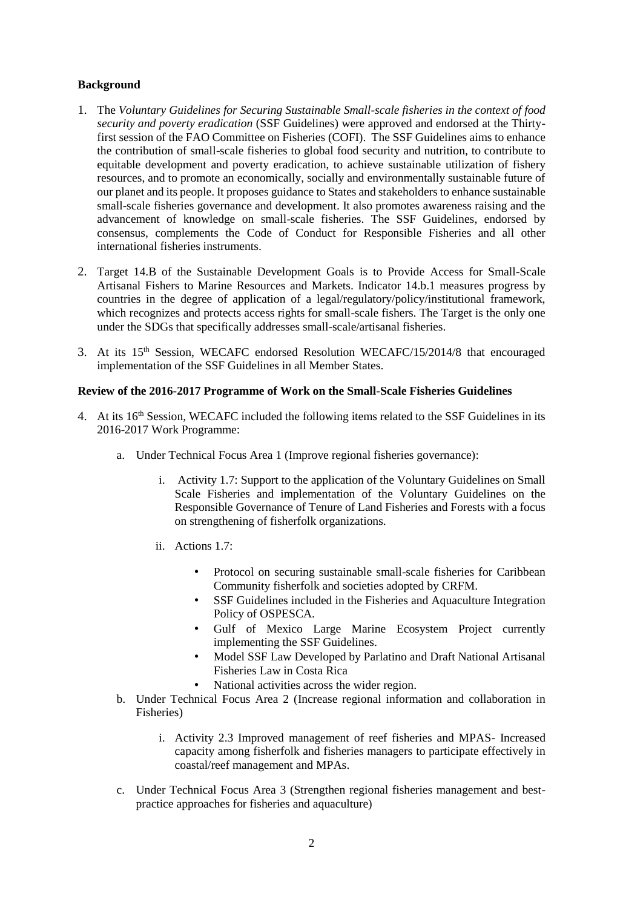**Background**

1. The *Voluntary Guidelines for Securing Sustainable Small-scale fisheries in the context of food security and poverty eradication* (SSF Guidelines) were approved and endorsed at the Thirty-first session of the FAO Committee on Fisheries (COFI). The SSF Guidelines aims to enhance the contribution of small-scale fisheries to global food security and nutrition, to contribute to equitable development and poverty eradication, to achieve sustainable utilization of fishery resources, and to promote an economically, socially and environmentally sustainable future of our planet and its people. It proposes guidance to States and stakeholders to enhance sustainable small-scale fisheries governance and development. It also promotes awareness raising and the advancement of knowledge on small-scale fisheries. The SSF Guidelines, endorsed by consensus, complements the Code of Conduct for Responsible Fisheries and all other international fisheries instruments.

2. Target 14.B of the Sustainable Development Goals is to Provide Access for Small-Scale Artisanal Fishers to Marine Resources and Markets. Indicator 14.b.1 measures progress by countries in the degree of application of a legal/regulatory/policy/institutional framework, which recognizes and protects access rights for small-scale fishers. The Target is the only one under the SDGs that specifically addresses small-scale/artisanal fisheries.

3. At its 15th Session, WECAFC endorsed Resolution WECAFC/15/2014/8 that encouraged implementation of the SSF Guidelines in all Member States.

**Review of the 2016-2017 Programme of Work on the Small-Scale Fisheries Guidelines**

4. At its 16th Session, WECAFC included the following items related to the SSF Guidelines in its 2016-2017 Work Programme:

   a. Under Technical Focus Area 1 (Improve regional fisheries governance):

      i. Activity 1.7: Support to the application of the Voluntary Guidelines on Small Scale Fisheries and implementation of the Voluntary Guidelines on the Responsible Governance of Tenure of Land Fisheries and Forests with a focus on strengthening of fisherfolk organizations.

      ii. Actions 1.7:

         - Protocol on securing sustainable small-scale fisheries for Caribbean Community fisherfolk and societies adopted by CRFM.
         - SSF Guidelines included in the Fisheries and Aquaculture Integration Policy of OSPESCA.
         - Gulf of Mexico Large Marine Ecosystem Project currently implementing the SSF Guidelines.
         - Model SSF Law Developed by Parlatino and Draft National Artisanal Fisheries Law in Costa Rica
         - National activities across the wider region.

   b. Under Technical Focus Area 2 (Increase regional information and collaboration in Fisheries)

      i. Activity 2.3 Improved management of reef fisheries and MPAS- Increased capacity among fisherfolk and fisheries managers to participate effectively in coastal/reef management and MPAs.

   c. Under Technical Focus Area 3 (Strengthen regional fisheries management and best-practice approaches for fisheries and aquaculture)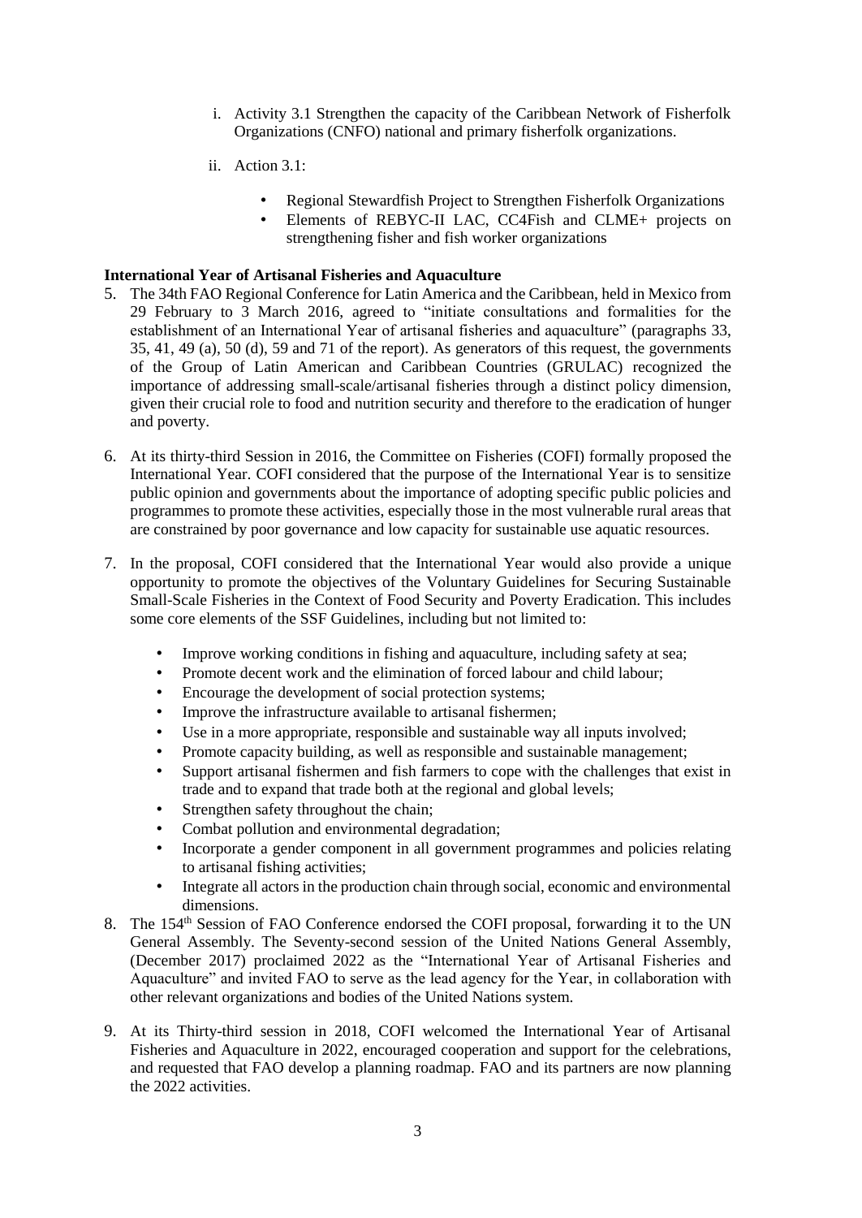i. Activity 3.1 Strengthen the capacity of the Caribbean Network of Fisherfolk Organizations (CNFO) national and primary fisherfolk organizations.

ii. Action 3.1:

- Regional Stewardfish Project to Strengthen Fisherfolk Organizations
- Elements of REBYC-II LAC, CC4Fish and CLME+ projects on strengthening fisher and fish worker organizations

**International Year of Artisanal Fisheries and Aquaculture**

5. The 34th FAO Regional Conference for Latin America and the Caribbean, held in Mexico from 29 February to 3 March 2016, agreed to "initiate consultations and formalities for the establishment of an International Year of artisanal fisheries and aquaculture" (paragraphs 33, 35, 41, 49 (a), 50 (d), 59 and 71 of the report). As generators of this request, the governments of the Group of Latin American and Caribbean Countries (GRULAC) recognized the importance of addressing small-scale/artisanal fisheries through a distinct policy dimension, given their crucial role to food and nutrition security and therefore to the eradication of hunger and poverty.

6. At its thirty-third Session in 2016, the Committee on Fisheries (COFI) formally proposed the International Year. COFI considered that the purpose of the International Year is to sensitize public opinion and governments about the importance of adopting specific public policies and programmes to promote these activities, especially those in the most vulnerable rural areas that are constrained by poor governance and low capacity for sustainable use aquatic resources.

7. In the proposal, COFI considered that the International Year would also provide a unique opportunity to promote the objectives of the Voluntary Guidelines for Securing Sustainable Small-Scale Fisheries in the Context of Food Security and Poverty Eradication. This includes some core elements of the SSF Guidelines, including but not limited to:

   - Improve working conditions in fishing and aquaculture, including safety at sea;
   - Promote decent work and the elimination of forced labour and child labour;
   - Encourage the development of social protection systems;
   - Improve the infrastructure available to artisanal fishermen;
   - Use in a more appropriate, responsible and sustainable way all inputs involved;
   - Promote capacity building, as well as responsible and sustainable management;
   - Support artisanal fishermen and fish farmers to cope with the challenges that exist in trade and to expand that trade both at the regional and global levels;
   - Strengthen safety throughout the chain;
   - Combat pollution and environmental degradation;
   - Incorporate a gender component in all government programmes and policies relating to artisanal fishing activities;
   - Integrate all actors in the production chain through social, economic and environmental dimensions.

8. The 154th Session of FAO Conference endorsed the COFI proposal, forwarding it to the UN General Assembly. The Seventy-second session of the United Nations General Assembly, (December 2017) proclaimed 2022 as the "International Year of Artisanal Fisheries and Aquaculture" and invited FAO to serve as the lead agency for the Year, in collaboration with other relevant organizations and bodies of the United Nations system.

9. At its Thirty-third session in 2018, COFI welcomed the International Year of Artisanal Fisheries and Aquaculture in 2022, encouraged cooperation and support for the celebrations, and requested that FAO develop a planning roadmap. FAO and its partners are now planning the 2022 activities.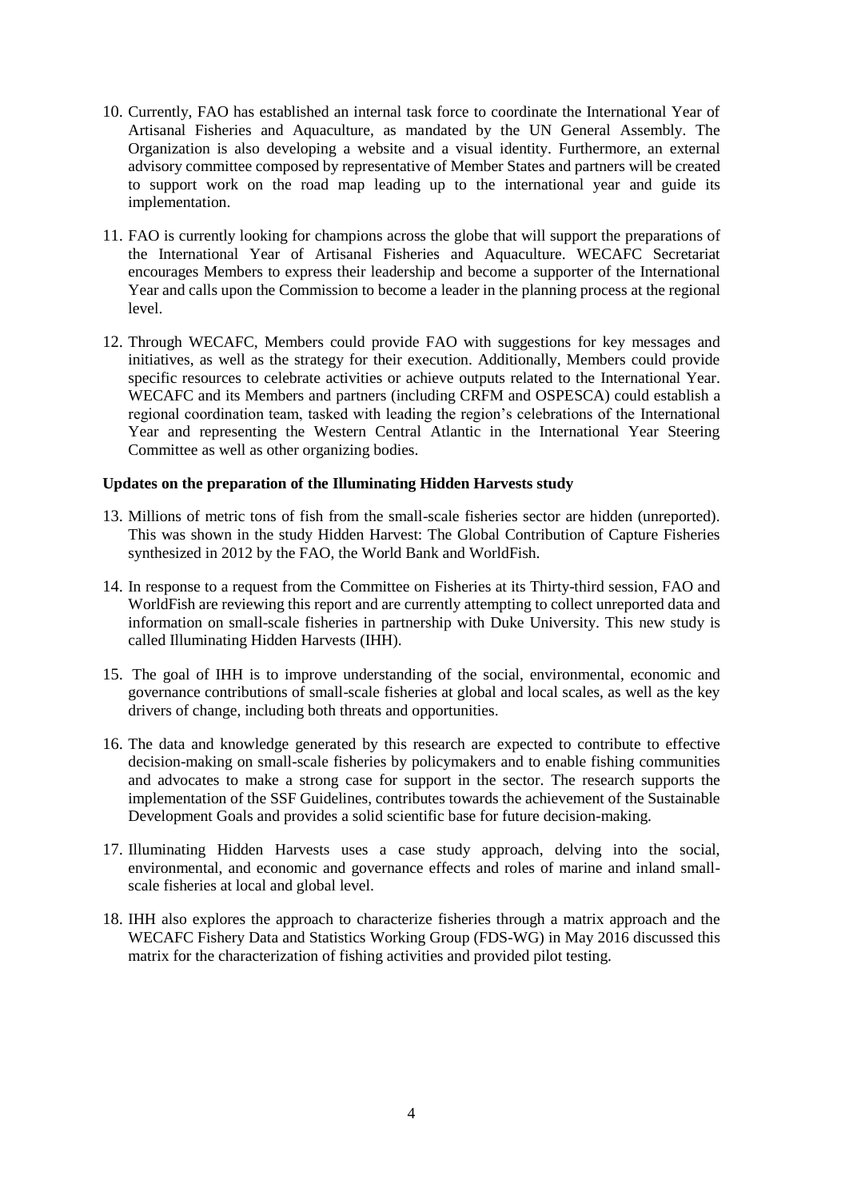10. Currently, FAO has established an internal task force to coordinate the International Year of Artisanal Fisheries and Aquaculture, as mandated by the UN General Assembly. The Organization is also developing a website and a visual identity. Furthermore, an external advisory committee composed by representative of Member States and partners will be created to support work on the road map leading up to the international year and guide its implementation.

11. FAO is currently looking for champions across the globe that will support the preparations of the International Year of Artisanal Fisheries and Aquaculture. WECAFC Secretariat encourages Members to express their leadership and become a supporter of the International Year and calls upon the Commission to become a leader in the planning process at the regional level.

12. Through WECAFC, Members could provide FAO with suggestions for key messages and initiatives, as well as the strategy for their execution. Additionally, Members could provide specific resources to celebrate activities or achieve outputs related to the International Year. WECAFC and its Members and partners (including CRFM and OSPESCA) could establish a regional coordination team, tasked with leading the region's celebrations of the International Year and representing the Western Central Atlantic in the International Year Steering Committee as well as other organizing bodies.

**Updates on the preparation of the Illuminating Hidden Harvests study**

13. Millions of metric tons of fish from the small-scale fisheries sector are hidden (unreported). This was shown in the study Hidden Harvest: The Global Contribution of Capture Fisheries synthesized in 2012 by the FAO, the World Bank and WorldFish.

14. In response to a request from the Committee on Fisheries at its Thirty-third session, FAO and WorldFish are reviewing this report and are currently attempting to collect unreported data and information on small-scale fisheries in partnership with Duke University. This new study is called Illuminating Hidden Harvests (IHH).

15. The goal of IHH is to improve understanding of the social, environmental, economic and governance contributions of small-scale fisheries at global and local scales, as well as the key drivers of change, including both threats and opportunities.

16. The data and knowledge generated by this research are expected to contribute to effective decision-making on small-scale fisheries by policymakers and to enable fishing communities and advocates to make a strong case for support in the sector. The research supports the implementation of the SSF Guidelines, contributes towards the achievement of the Sustainable Development Goals and provides a solid scientific base for future decision-making.

17. Illuminating Hidden Harvests uses a case study approach, delving into the social, environmental, and economic and governance effects and roles of marine and inland small-scale fisheries at local and global level.

18. IHH also explores the approach to characterize fisheries through a matrix approach and the WECAFC Fishery Data and Statistics Working Group (FDS-WG) in May 2016 discussed this matrix for the characterization of fishing activities and provided pilot testing.